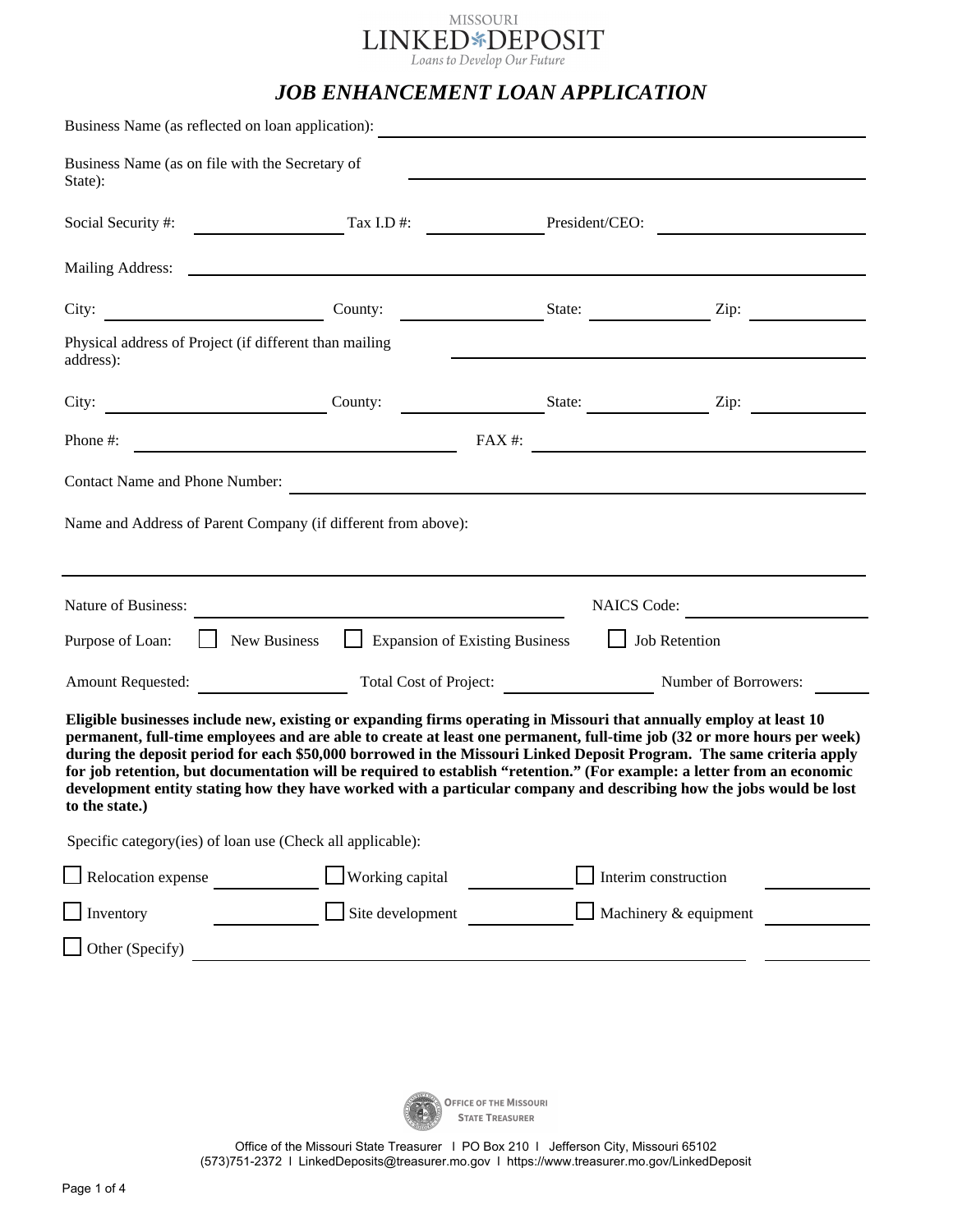MISSOURI
LINKED DEPOSIT
*Loans to Develop Our Future*

# *JOB ENHANCEMENT LOAN APPLICATION*

Business Name (as reflected on loan application): ______________________________

Business Name (as on file with the Secretary of State): ______________________________

Social Security #: ______________ Tax I.D #: ______________ President/CEO: ______________

Mailing Address: ______________________________

City: ______________ County: ______________ State: ______________ Zip: ______________

Physical address of Project (if different than mailing address): ______________________________

City: ______________ County: ______________ State: ______________ Zip: ______________

Phone #: ______________ FAX #: ______________

Contact Name and Phone Number: ______________________________

Name and Address of Parent Company (if different from above):

______________________________

Nature of Business: ______________ NAICS Code: ______________

Purpose of Loan: ☐ New Business ☐ Expansion of Existing Business ☐ Job Retention

Amount Requested: ______________ Total Cost of Project: ______________ Number of Borrowers: ______

**Eligible businesses include new, existing or expanding firms operating in Missouri that annually employ at least 10 permanent, full-time employees and are able to create at least one permanent, full-time job (32 or more hours per week) during the deposit period for each $50,000 borrowed in the Missouri Linked Deposit Program. The same criteria apply for job retention, but documentation will be required to establish "retention." (For example: a letter from an economic development entity stating how they have worked with a particular company and describing how the jobs would be lost to the state.)**

Specific category(ies) of loan use (Check all applicable):

☐ Relocation expense ______________ ☐ Working capital ______________ ☐ Interim construction ______________

☐ Inventory ______________ ☐ Site development ______________ ☐ Machinery & equipment ______________

☐ Other (Specify) ______________________________ ______________

OFFICE OF THE MISSOURI STATE TREASURER

Office of the Missouri State Treasurer | PO Box 210 | Jefferson City, Missouri 65102
(573)751-2372 | LinkedDeposits@treasurer.mo.gov | https://www.treasurer.mo.gov/LinkedDeposit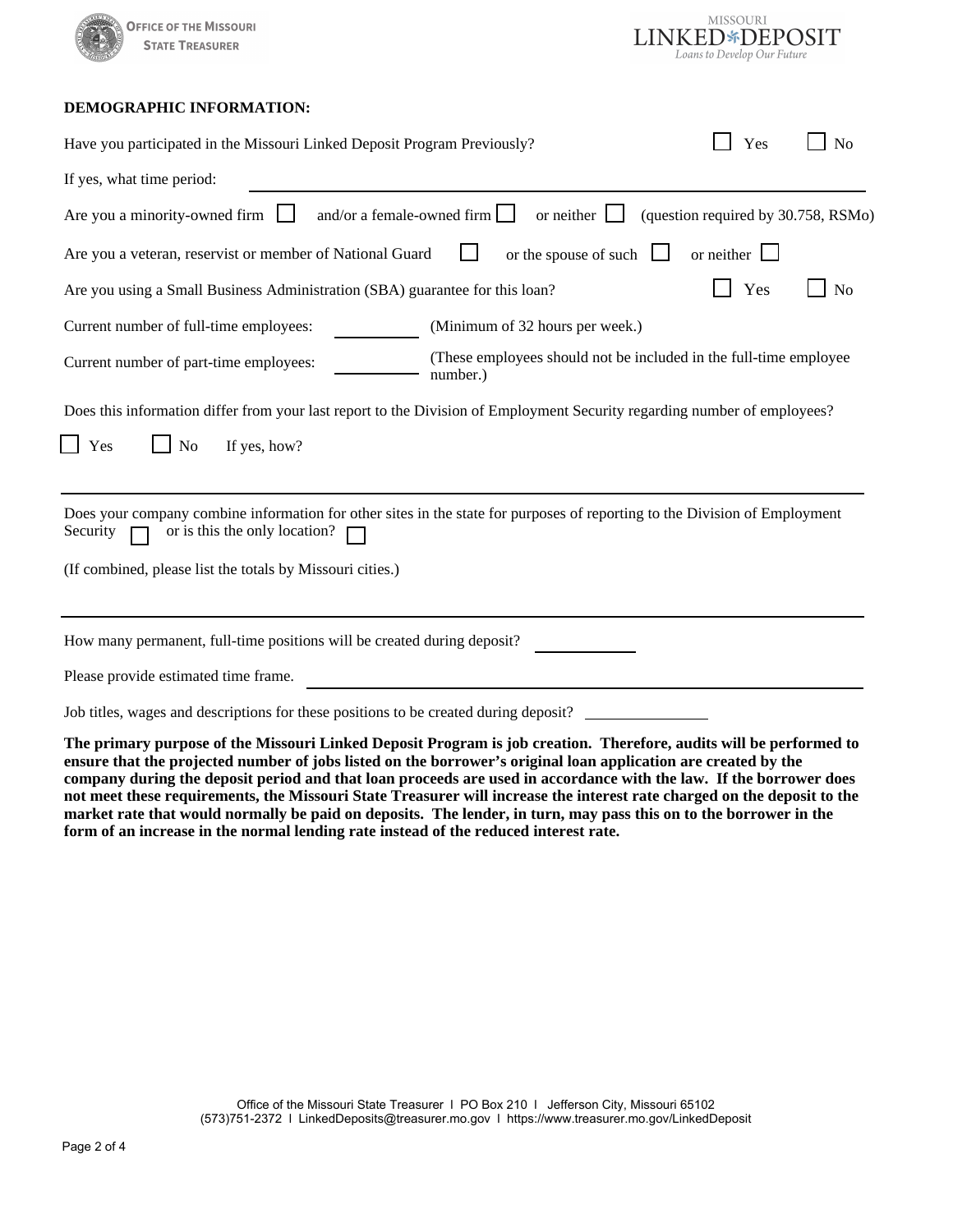**DEMOGRAPHIC INFORMATION:**

Have you participated in the Missouri Linked Deposit Program Previously? ☐ Yes ☐ No

If yes, what time period: ______________________________

Are you a minority-owned firm ☐ and/or a female-owned firm ☐ or neither ☐ (question required by 30.758, RSMo)

Are you a veteran, reservist or member of National Guard ☐ or the spouse of such ☐ or neither ☐

Are you using a Small Business Administration (SBA) guarantee for this loan? ☐ Yes ☐ No

Current number of full-time employees: __________ (Minimum of 32 hours per week.)

Current number of part-time employees: __________ (These employees should not be included in the full-time employee number.)

Does this information differ from your last report to the Division of Employment Security regarding number of employees?

☐ Yes ☐ No If yes, how?

______________________________

Does your company combine information for other sites in the state for purposes of reporting to the Division of Employment Security ☐ or is this the only location? ☐

(If combined, please list the totals by Missouri cities.)

______________________________

How many permanent, full-time positions will be created during deposit? __________

Please provide estimated time frame. ______________________________

Job titles, wages and descriptions for these positions to be created during deposit? __________

**The primary purpose of the Missouri Linked Deposit Program is job creation. Therefore, audits will be performed to ensure that the projected number of jobs listed on the borrower's original loan application are created by the company during the deposit period and that loan proceeds are used in accordance with the law. If the borrower does not meet these requirements, the Missouri State Treasurer will increase the interest rate charged on the deposit to the market rate that would normally be paid on deposits. The lender, in turn, may pass this on to the borrower in the form of an increase in the normal lending rate instead of the reduced interest rate.**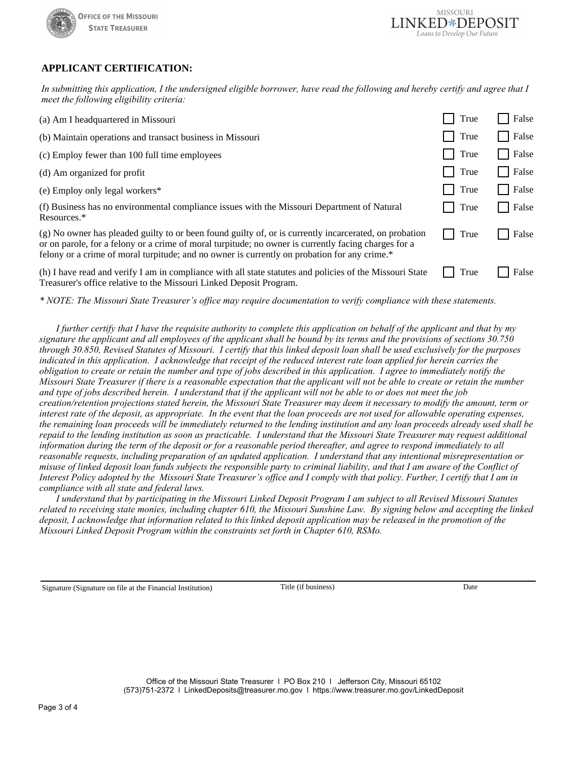## APPLICANT CERTIFICATION:

*In submitting this application, I the undersigned eligible borrower, have read the following and hereby certify and agree that I meet the following eligibility criteria:*

| Criteria | True | False |
|---|---|---|
| (a) Am I headquartered in Missouri | ☐ True | ☐ False |
| (b) Maintain operations and transact business in Missouri | ☐ True | ☐ False |
| (c) Employ fewer than 100 full time employees | ☐ True | ☐ False |
| (d) Am organized for profit | ☐ True | ☐ False |
| (e) Employ only legal workers* | ☐ True | ☐ False |
| (f) Business has no environmental compliance issues with the Missouri Department of Natural Resources.* | ☐ True | ☐ False |
| (g) No owner has pleaded guilty to or been found guilty of, or is currently incarcerated, on probation or on parole, for a felony or a crime of moral turpitude; no owner is currently facing charges for a felony or a crime of moral turpitude; and no owner is currently on probation for any crime.* | ☐ True | ☐ False |
| (h) I have read and verify I am in compliance with all state statutes and policies of the Missouri State Treasurer's office relative to the Missouri Linked Deposit Program. | ☐ True | ☐ False |

*\* NOTE: The Missouri State Treasurer's office may require documentation to verify compliance with these statements.*

*I further certify that I have the requisite authority to complete this application on behalf of the applicant and that by my signature the applicant and all employees of the applicant shall be bound by its terms and the provisions of sections 30.750 through 30.850, Revised Statutes of Missouri. I certify that this linked deposit loan shall be used exclusively for the purposes indicated in this application. I acknowledge that receipt of the reduced interest rate loan applied for herein carries the obligation to create or retain the number and type of jobs described in this application. I agree to immediately notify the Missouri State Treasurer if there is a reasonable expectation that the applicant will not be able to create or retain the number and type of jobs described herein. I understand that if the applicant will not be able to or does not meet the job creation/retention projections stated herein, the Missouri State Treasurer may deem it necessary to modify the amount, term or interest rate of the deposit, as appropriate. In the event that the loan proceeds are not used for allowable operating expenses, the remaining loan proceeds will be immediately returned to the lending institution and any loan proceeds already used shall be repaid to the lending institution as soon as practicable. I understand that the Missouri State Treasurer may request additional information during the term of the deposit or for a reasonable period thereafter, and agree to respond immediately to all reasonable requests, including preparation of an updated application. I understand that any intentional misrepresentation or misuse of linked deposit loan funds subjects the responsible party to criminal liability, and that I am aware of the Conflict of Interest Policy adopted by the Missouri State Treasurer's office and I comply with that policy. Further, I certify that I am in compliance with all state and federal laws.*

*I understand that by participating in the Missouri Linked Deposit Program I am subject to all Revised Missouri Statutes related to receiving state monies, including chapter 610, the Missouri Sunshine Law. By signing below and accepting the linked deposit, I acknowledge that information related to this linked deposit application may be released in the promotion of the Missouri Linked Deposit Program within the constraints set forth in Chapter 610, RSMo.*

| Signature (Signature on file at the Financial Institution) | Title (if business) | Date |
|---|---|---|
| | | |

Office of the Missouri State Treasurer I PO Box 210 I Jefferson City, Missouri 65102
(573)751-2372 I LinkedDeposits@treasurer.mo.gov I https://www.treasurer.mo.gov/LinkedDeposit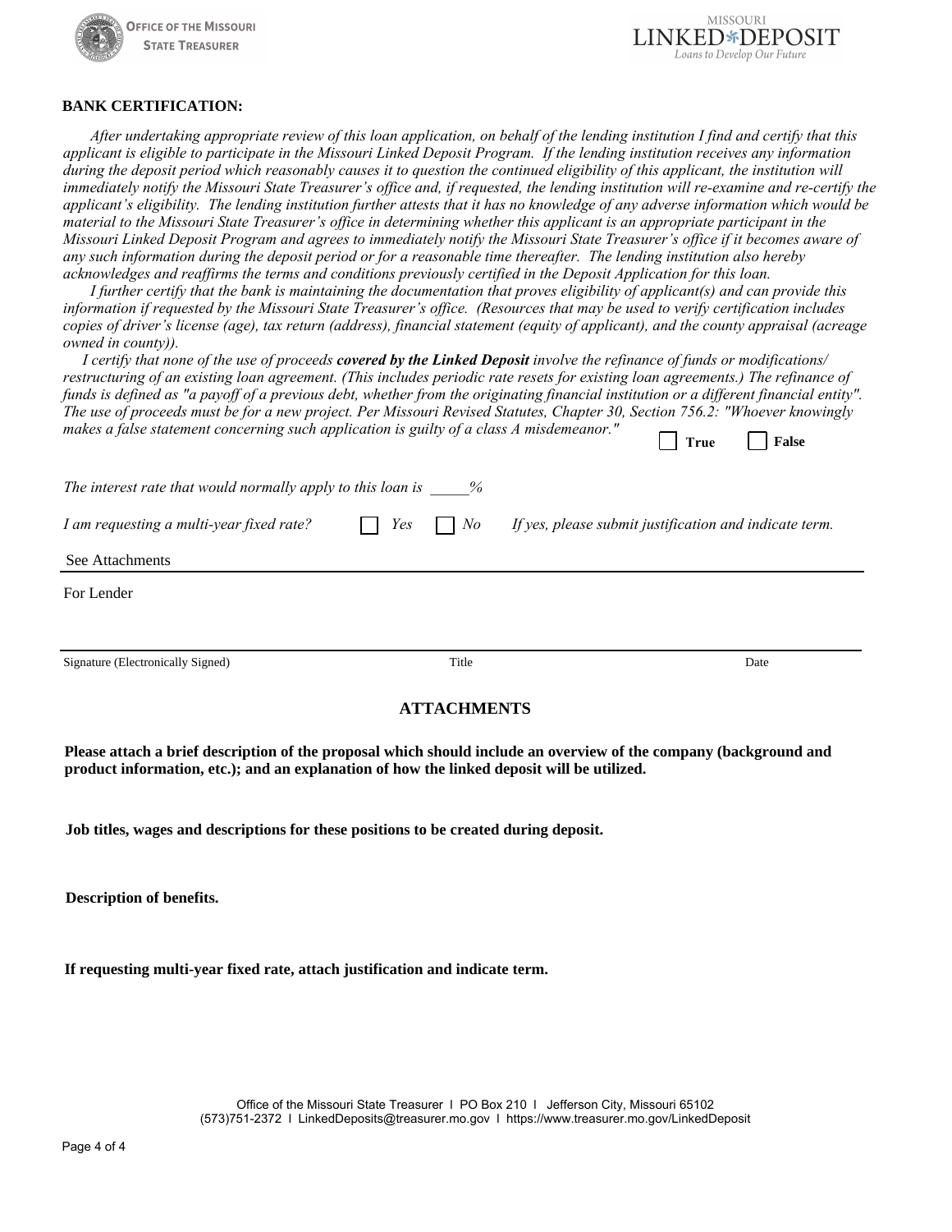**BANK CERTIFICATION:**

*After undertaking appropriate review of this loan application, on behalf of the lending institution I find and certify that this applicant is eligible to participate in the Missouri Linked Deposit Program. If the lending institution receives any information during the deposit period which reasonably causes it to question the continued eligibility of this applicant, the institution will immediately notify the Missouri State Treasurer's office and, if requested, the lending institution will re-examine and re-certify the applicant's eligibility. The lending institution further attests that it has no knowledge of any adverse information which would be material to the Missouri State Treasurer's office in determining whether this applicant is an appropriate participant in the Missouri Linked Deposit Program and agrees to immediately notify the Missouri State Treasurer's office if it becomes aware of any such information during the deposit period or for a reasonable time thereafter. The lending institution also hereby acknowledges and reaffirms the terms and conditions previously certified in the Deposit Application for this loan.*

*I further certify that the bank is maintaining the documentation that proves eligibility of applicant(s) and can provide this information if requested by the Missouri State Treasurer's office. (Resources that may be used to verify certification includes copies of driver's license (age), tax return (address), financial statement (equity of applicant), and the county appraisal (acreage owned in county)).*

*I certify that none of the use of proceeds **covered by the Linked Deposit** involve the refinance of funds or modifications/ restructuring of an existing loan agreement. (This includes periodic rate resets for existing loan agreements.) The refinance of funds is defined as "a payoff of a previous debt, whether from the originating financial institution or a different financial entity". The use of proceeds must be for a new project. Per Missouri Revised Statutes, Chapter 30, Section 756.2: "Whoever knowingly makes a false statement concerning such application is guilty of a class A misdemeanor."*

☐ **True** ☐ **False**

*The interest rate that would normally apply to this loan is \_\_\_\_\_%*

*I am requesting a multi-year fixed rate?* ☐ *Yes* ☐ *No* *If yes, please submit justification and indicate term.*

See Attachments

For Lender

Signature (Electronically Signed) | Title | Date

## ATTACHMENTS

**Please attach a brief description of the proposal which should include an overview of the company (background and product information, etc.); and an explanation of how the linked deposit will be utilized.**

**Job titles, wages and descriptions for these positions to be created during deposit.**

**Description of benefits.**

**If requesting multi-year fixed rate, attach justification and indicate term.**

Office of the Missouri State Treasurer I PO Box 210 I Jefferson City, Missouri 65102
(573)751-2372 I LinkedDeposits@treasurer.mo.gov I https://www.treasurer.mo.gov/LinkedDeposit